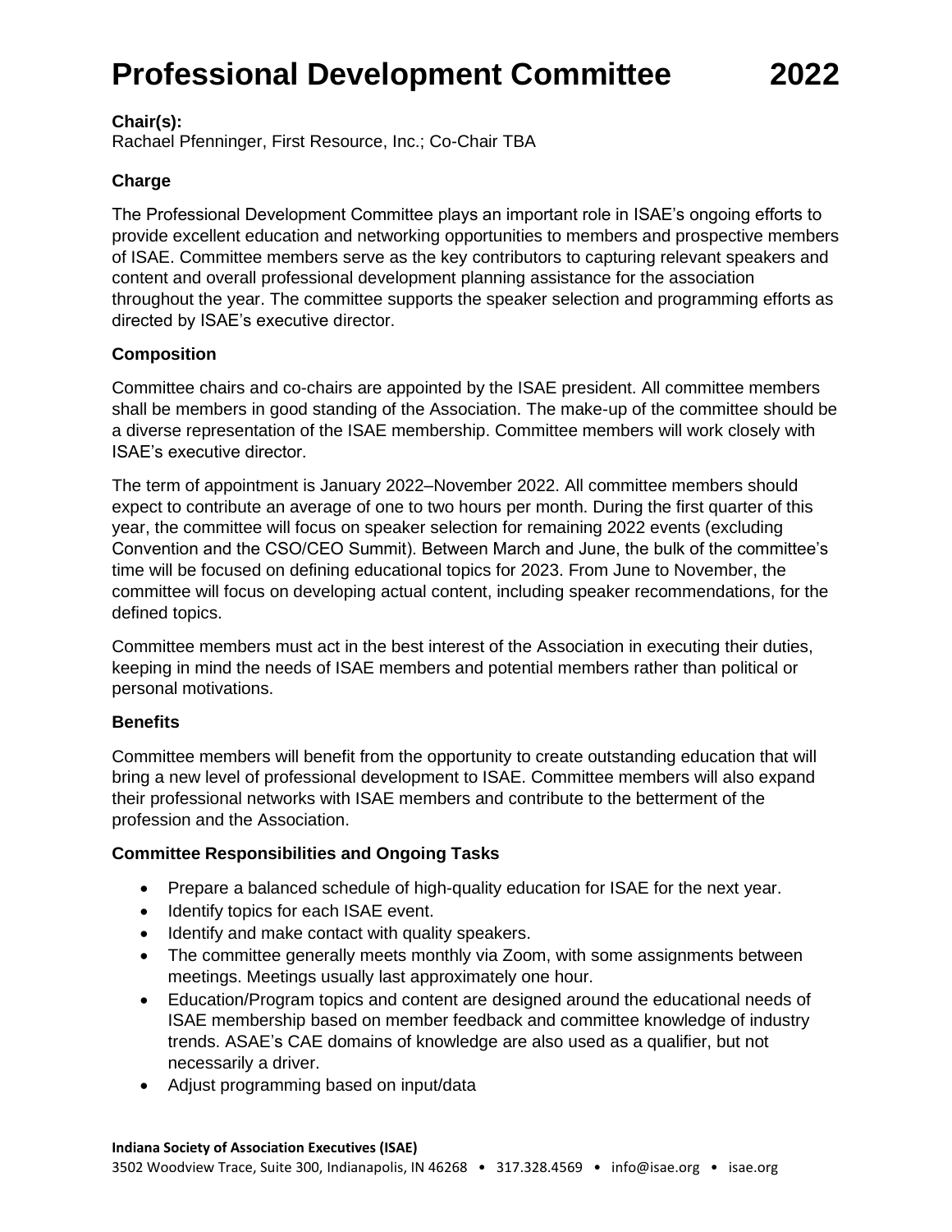# Professional Development Committee 2022

**Chair(s):**
Rachael Pfenninger, First Resource, Inc.; Co-Chair TBA

### Charge

The Professional Development Committee plays an important role in ISAE's ongoing efforts to provide excellent education and networking opportunities to members and prospective members of ISAE. Committee members serve as the key contributors to capturing relevant speakers and content and overall professional development planning assistance for the association throughout the year. The committee supports the speaker selection and programming efforts as directed by ISAE's executive director.

### Composition

Committee chairs and co-chairs are appointed by the ISAE president. All committee members shall be members in good standing of the Association. The make-up of the committee should be a diverse representation of the ISAE membership. Committee members will work closely with ISAE's executive director.

The term of appointment is January 2022–November 2022. All committee members should expect to contribute an average of one to two hours per month. During the first quarter of this year, the committee will focus on speaker selection for remaining 2022 events (excluding Convention and the CSO/CEO Summit). Between March and June, the bulk of the committee's time will be focused on defining educational topics for 2023. From June to November, the committee will focus on developing actual content, including speaker recommendations, for the defined topics.

Committee members must act in the best interest of the Association in executing their duties, keeping in mind the needs of ISAE members and potential members rather than political or personal motivations.

### Benefits

Committee members will benefit from the opportunity to create outstanding education that will bring a new level of professional development to ISAE. Committee members will also expand their professional networks with ISAE members and contribute to the betterment of the profession and the Association.

### Committee Responsibilities and Ongoing Tasks

- Prepare a balanced schedule of high-quality education for ISAE for the next year.
- Identify topics for each ISAE event.
- Identify and make contact with quality speakers.
- The committee generally meets monthly via Zoom, with some assignments between meetings. Meetings usually last approximately one hour.
- Education/Program topics and content are designed around the educational needs of ISAE membership based on member feedback and committee knowledge of industry trends. ASAE's CAE domains of knowledge are also used as a qualifier, but not necessarily a driver.
- Adjust programming based on input/data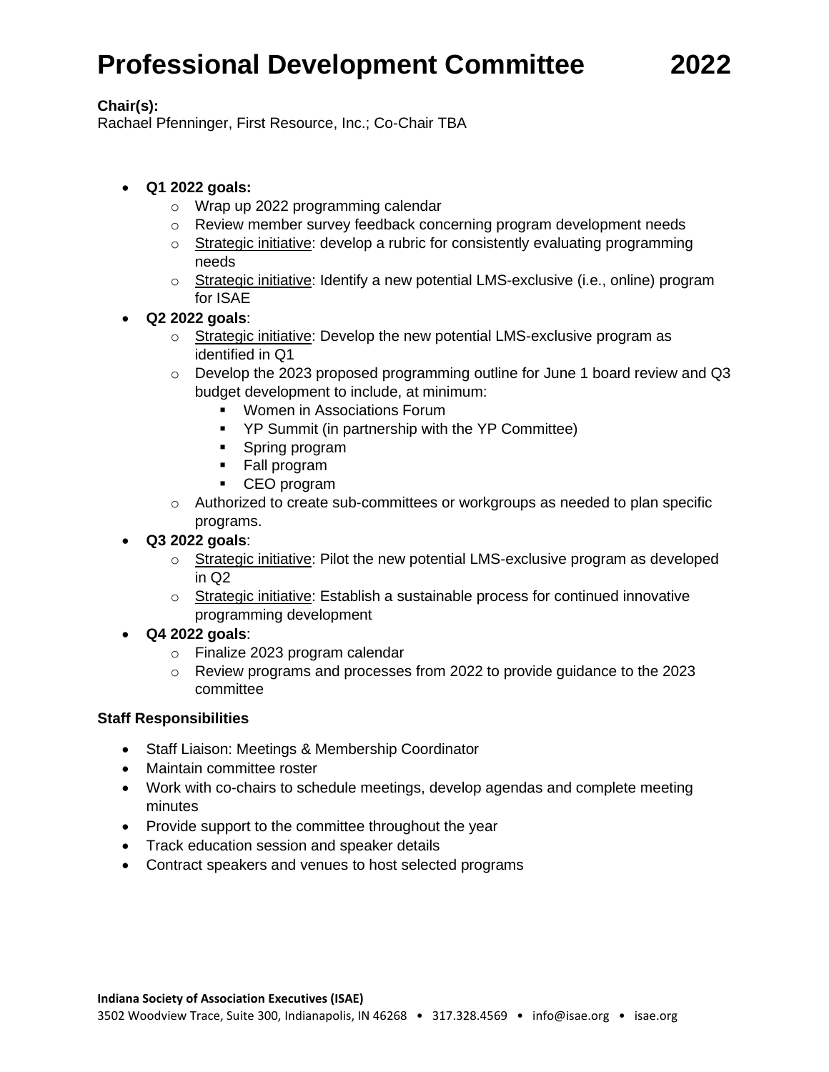# Professional Development Committee 2022

**Chair(s):**
Rachael Pfenninger, First Resource, Inc.; Co-Chair TBA

- **Q1 2022 goals:**
  - Wrap up 2022 programming calendar
  - Review member survey feedback concerning program development needs
  - Strategic initiative: develop a rubric for consistently evaluating programming needs
  - Strategic initiative: Identify a new potential LMS-exclusive (i.e., online) program for ISAE
- **Q2 2022 goals**:
  - Strategic initiative: Develop the new potential LMS-exclusive program as identified in Q1
  - Develop the 2023 proposed programming outline for June 1 board review and Q3 budget development to include, at minimum:
    - Women in Associations Forum
    - YP Summit (in partnership with the YP Committee)
    - Spring program
    - Fall program
    - CEO program
  - Authorized to create sub-committees or workgroups as needed to plan specific programs.
- **Q3 2022 goals**:
  - Strategic initiative: Pilot the new potential LMS-exclusive program as developed in Q2
  - Strategic initiative: Establish a sustainable process for continued innovative programming development
- **Q4 2022 goals**:
  - Finalize 2023 program calendar
  - Review programs and processes from 2022 to provide guidance to the 2023 committee

**Staff Responsibilities**

- Staff Liaison: Meetings & Membership Coordinator
- Maintain committee roster
- Work with co-chairs to schedule meetings, develop agendas and complete meeting minutes
- Provide support to the committee throughout the year
- Track education session and speaker details
- Contract speakers and venues to host selected programs